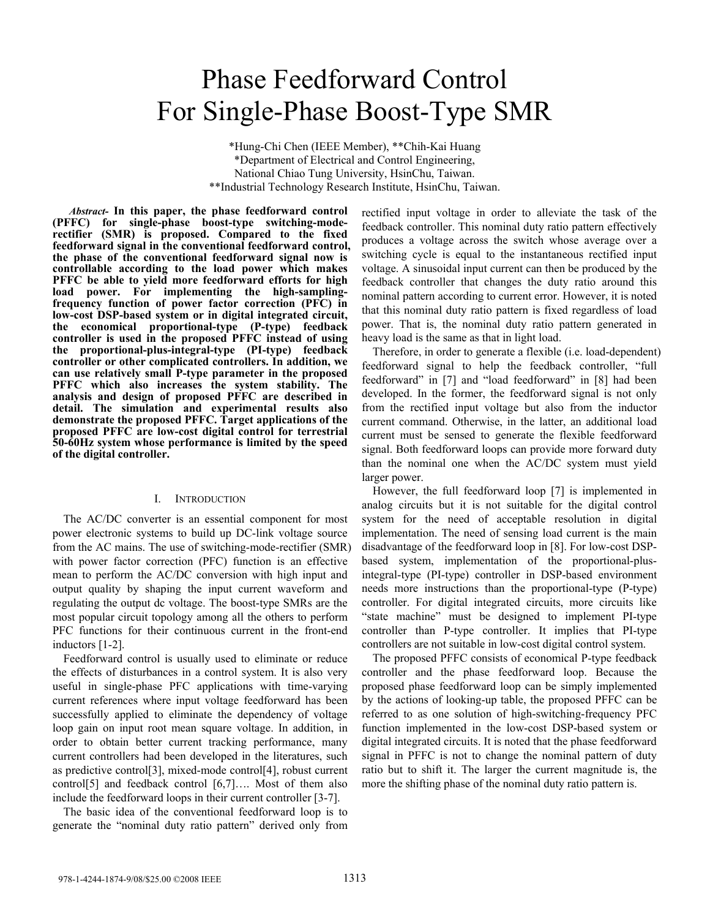# Phase Feedforward Control For Single-Phase Boost-Type SMR

*Hung-Chi Chen (IEEE Member), **Chih-Kai Huang
*Department of Electrical and Control Engineering,
National Chiao Tung University, HsinChu, Taiwan.
**Industrial Technology Research Institute, HsinChu, Taiwan.

***Abstract*- In this paper, the phase feedforward control (PFFC) for single-phase boost-type switching-mode-rectifier (SMR) is proposed. Compared to the fixed feedforward signal in the conventional feedforward control, the phase of the conventional feedforward signal now is controllable according to the load power which makes PFFC be able to yield more feedforward efforts for high load power. For implementing the high-sampling-frequency function of power factor correction (PFC) in low-cost DSP-based system or in digital integrated circuit, the economical proportional-type (P-type) feedback controller is used in the proposed PFFC instead of using the proportional-plus-integral-type (PI-type) feedback controller or other complicated controllers. In addition, we can use relatively small P-type parameter in the proposed PFFC which also increases the system stability. The analysis and design of proposed PFFC are described in detail. The simulation and experimental results also demonstrate the proposed PFFC. Target applications of the proposed PFFC are low-cost digital control for terrestrial 50-60Hz system whose performance is limited by the speed of the digital controller.**

## I. Introduction

The AC/DC converter is an essential component for most power electronic systems to build up DC-link voltage source from the AC mains. The use of switching-mode-rectifier (SMR) with power factor correction (PFC) function is an effective mean to perform the AC/DC conversion with high input and output quality by shaping the input current waveform and regulating the output dc voltage. The boost-type SMRs are the most popular circuit topology among all the others to perform PFC functions for their continuous current in the front-end inductors [1-2].

Feedforward control is usually used to eliminate or reduce the effects of disturbances in a control system. It is also very useful in single-phase PFC applications with time-varying current references where input voltage feedforward has been successfully applied to eliminate the dependency of voltage loop gain on input root mean square voltage. In addition, in order to obtain better current tracking performance, many current controllers had been developed in the literatures, such as predictive control[3], mixed-mode control[4], robust current control[5] and feedback control [6,7]…. Most of them also include the feedforward loops in their current controller [3-7].

The basic idea of the conventional feedforward loop is to generate the "nominal duty ratio pattern" derived only from rectified input voltage in order to alleviate the task of the feedback controller. This nominal duty ratio pattern effectively produces a voltage across the switch whose average over a switching cycle is equal to the instantaneous rectified input voltage. A sinusoidal input current can then be produced by the feedback controller that changes the duty ratio around this nominal pattern according to current error. However, it is noted that this nominal duty ratio pattern is fixed regardless of load power. That is, the nominal duty ratio pattern generated in heavy load is the same as that in light load.

Therefore, in order to generate a flexible (i.e. load-dependent) feedforward signal to help the feedback controller, "full feedforward" in [7] and "load feedforward" in [8] had been developed. In the former, the feedforward signal is not only from the rectified input voltage but also from the inductor current command. Otherwise, in the latter, an additional load current must be sensed to generate the flexible feedforward signal. Both feedforward loops can provide more forward duty than the nominal one when the AC/DC system must yield larger power.

However, the full feedforward loop [7] is implemented in analog circuits but it is not suitable for the digital control system for the need of acceptable resolution in digital implementation. The need of sensing load current is the main disadvantage of the feedforward loop in [8]. For low-cost DSP-based system, implementation of the proportional-plus-integral-type (PI-type) controller in DSP-based environment needs more instructions than the proportional-type (P-type) controller. For digital integrated circuits, more circuits like "state machine" must be designed to implement PI-type controller than P-type controller. It implies that PI-type controllers are not suitable in low-cost digital control system.

The proposed PFFC consists of economical P-type feedback controller and the phase feedforward loop. Because the proposed phase feedforward loop can be simply implemented by the actions of looking-up table, the proposed PFFC can be referred to as one solution of high-switching-frequency PFC function implemented in the low-cost DSP-based system or digital integrated circuits. It is noted that the phase feedforward signal in PFFC is not to change the nominal pattern of duty ratio but to shift it. The larger the current magnitude is, the more the shifting phase of the nominal duty ratio pattern is.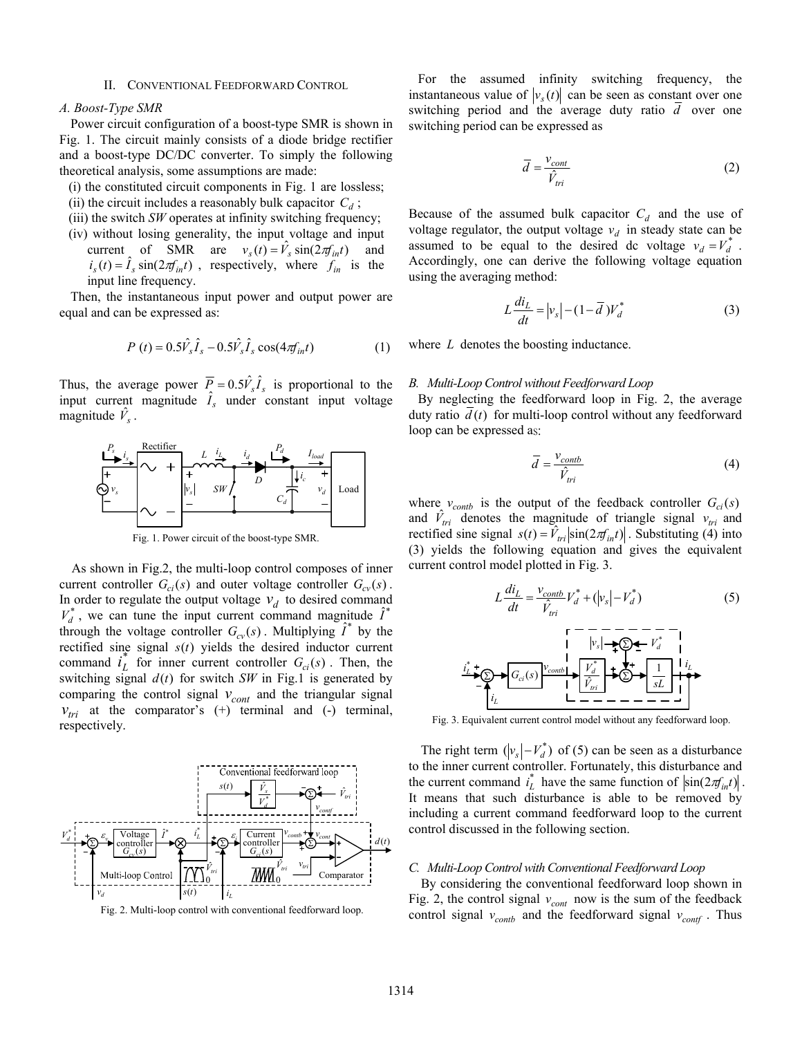## II. Conventional Feedforward Control

### A. Boost-Type SMR

Power circuit configuration of a boost-type SMR is shown in Fig. 1. The circuit mainly consists of a diode bridge rectifier and a boost-type DC/DC converter. To simply the following theoretical analysis, some assumptions are made:

(i) the constituted circuit components in Fig. 1 are lossless;
(ii) the circuit includes a reasonably bulk capacitor $C_d$ ;
(iii) the switch *SW* operates at infinity switching frequency;
(iv) without losing generality, the input voltage and input current of SMR are $v_s(t) = \hat{V}_s \sin(2\pi f_{in} t)$ and $i_s(t) = \hat{I}_s \sin(2\pi f_{in} t)$ , respectively, where $f_{in}$ is the input line frequency.

Then, the instantaneous input power and output power are equal and can be expressed as:

$$P(t) = 0.5\hat{V}_s \hat{I}_s - 0.5\hat{V}_s \hat{I}_s \cos(4\pi f_{in} t) \tag{1}$$

Thus, the average power $\overline{P} = 0.5\hat{V}_s \hat{I}_s$ is proportional to the input current magnitude $\hat{I}_s$ under constant input voltage magnitude $\hat{V}_s$ .

Fig. 1. Power circuit of the boost-type SMR.

As shown in Fig.2, the multi-loop control composes of inner current controller $G_{ci}(s)$ and outer voltage controller $G_{cv}(s)$ . In order to regulate the output voltage $v_d$ to desired command $V_d^*$ , we can tune the input current command magnitude $\hat{I}^*$ through the voltage controller $G_{cv}(s)$ . Multiplying $\hat{I}^*$ by the rectified sine signal $s(t)$ yields the desired inductor current command $i_L^*$ for inner current controller $G_{ci}(s)$ . Then, the switching signal $d(t)$ for switch *SW* in Fig.1 is generated by comparing the control signal $v_{cont}$ and the triangular signal $v_{tri}$ at the comparator's (+) terminal and (-) terminal, respectively.

Fig. 2. Multi-loop control with conventional feedforward loop.

For the assumed infinity switching frequency, the instantaneous value of $|v_s(t)|$ can be seen as constant over one switching period and the average duty ratio $\overline{d}$ over one switching period can be expressed as

$$\overline{d} = \frac{v_{cont}}{\hat{V}_{tri}} \tag{2}$$

Because of the assumed bulk capacitor $C_d$ and the use of voltage regulator, the output voltage $v_d$ in steady state can be assumed to be equal to the desired dc voltage $v_d = V_d^*$ . Accordingly, one can derive the following voltage equation using the averaging method:

$$L\frac{di_L}{dt} = |v_s| - (1-\overline{d})V_d^* \tag{3}$$

where $L$ denotes the boosting inductance.

### B. Multi-Loop Control without Feedforward Loop

By neglecting the feedforward loop in Fig. 2, the average duty ratio $\overline{d}(t)$ for multi-loop control without any feedforward loop can be expressed as:

$$\overline{d} = \frac{v_{contb}}{\hat{V}_{tri}} \tag{4}$$

where $v_{contb}$ is the output of the feedback controller $G_{ci}(s)$ and $\hat{V}_{tri}$ denotes the magnitude of triangle signal $v_{tri}$ and rectified sine signal $s(t) = \hat{V}_{tri}|\sin(2\pi f_{in} t)|$ . Substituting (4) into (3) yields the following equation and gives the equivalent current control model plotted in Fig. 3.

$$L\frac{di_L}{dt} = \frac{v_{contb}}{\hat{V}_{tri}} V_d^* + (|v_s| - V_d^*) \tag{5}$$

Fig. 3. Equivalent current control model without any feedforward loop.

The right term $(|v_s| - V_d^*)$ of (5) can be seen as a disturbance to the inner current controller. Fortunately, this disturbance and the current command $i_L^*$ have the same function of $|\sin(2\pi f_{in} t)|$ . It means that such disturbance is able to be removed by including a current command feedforward loop to the current control discussed in the following section.

### C. Multi-Loop Control with Conventional Feedforward Loop

By considering the conventional feedforward loop shown in Fig. 2, the control signal $v_{cont}$ now is the sum of the feedback control signal $v_{contb}$ and the feedforward signal $v_{contf}$ . Thus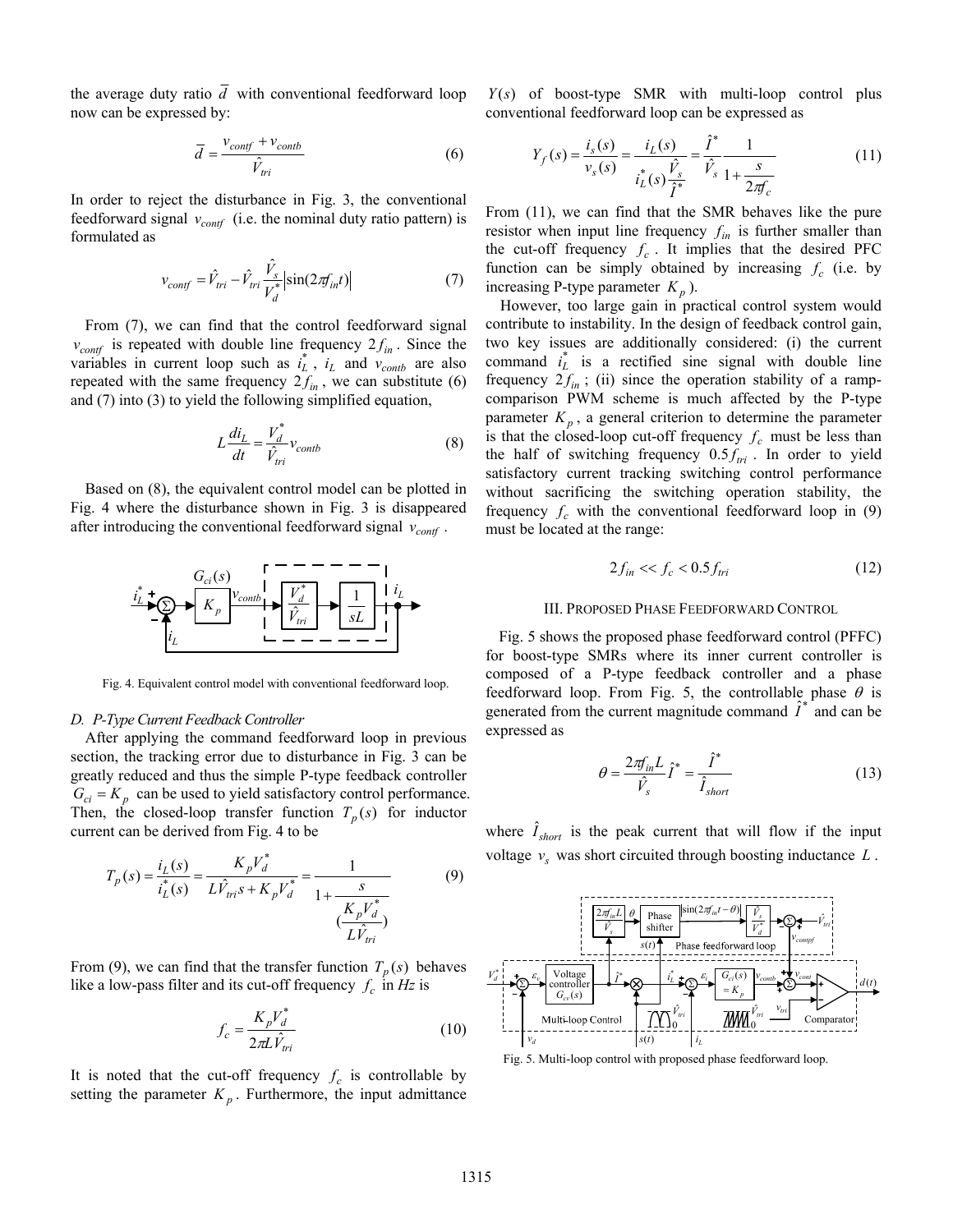the average duty ratio $\overline{d}$ with conventional feedforward loop now can be expressed by:

$$\overline{d} = \frac{v_{contf} + v_{contb}}{\hat{V}_{tri}} \tag{6}$$

In order to reject the disturbance in Fig. 3, the conventional feedforward signal $v_{contf}$ (i.e. the nominal duty ratio pattern) is formulated as

$$v_{contf} = \hat{V}_{tri} - \hat{V}_{tri}\frac{\hat{V}_s}{V_d^*}\left|\sin(2\pi f_{in}t)\right| \tag{7}$$

From (7), we can find that the control feedforward signal $v_{contf}$ is repeated with double line frequency $2f_{in}$. Since the variables in current loop such as $i_L^*$, $i_L$ and $v_{contb}$ are also repeated with the same frequency $2f_{in}$, we can substitute (6) and (7) into (3) to yield the following simplified equation,

$$L\frac{di_L}{dt} = \frac{V_d^*}{\hat{V}_{tri}}v_{contb} \tag{8}$$

Based on (8), the equivalent control model can be plotted in Fig. 4 where the disturbance shown in Fig. 3 is disappeared after introducing the conventional feedforward signal $v_{contf}$.

Fig. 4. Equivalent control model with conventional feedforward loop.

### D. P-Type Current Feedback Controller

After applying the command feedforward loop in previous section, the tracking error due to disturbance in Fig. 3 can be greatly reduced and thus the simple P-type feedback controller $G_{ci} = K_p$ can be used to yield satisfactory control performance. Then, the closed-loop transfer function $T_p(s)$ for inductor current can be derived from Fig. 4 to be

$$T_p(s) = \frac{i_L(s)}{i_L^*(s)} = \frac{K_p V_d^*}{L\hat{V}_{tri}s + K_p V_d^*} = \frac{1}{1 + \dfrac{s}{\left(\dfrac{K_p V_d^*}{L\hat{V}_{tri}}\right)}} \tag{9}$$

From (9), we can find that the transfer function $T_p(s)$ behaves like a low-pass filter and its cut-off frequency $f_c$ in *Hz* is

$$f_c = \frac{K_p V_d^*}{2\pi L\hat{V}_{tri}} \tag{10}$$

It is noted that the cut-off frequency $f_c$ is controllable by setting the parameter $K_p$. Furthermore, the input admittance $Y(s)$ of boost-type SMR with multi-loop control plus conventional feedforward loop can be expressed as

$$Y_f(s) = \frac{i_s(s)}{v_s(s)} = \frac{i_L(s)}{i_L^*(s)\dfrac{\hat{V}_s}{\hat{I}^*}} = \frac{\hat{I}^*}{\hat{V}_s}\frac{1}{1 + \dfrac{s}{2\pi f_c}} \tag{11}$$

From (11), we can find that the SMR behaves like the pure resistor when input line frequency $f_{in}$ is further smaller than the cut-off frequency $f_c$. It implies that the desired PFC function can be simply obtained by increasing $f_c$ (i.e. by increasing P-type parameter $K_p$).

However, too large gain in practical control system would contribute to instability. In the design of feedback control gain, two key issues are additionally considered: (i) the current command $i_L^*$ is a rectified sine signal with double line frequency $2f_{in}$; (ii) since the operation stability of a ramp-comparison PWM scheme is much affected by the P-type parameter $K_p$, a general criterion to determine the parameter is that the closed-loop cut-off frequency $f_c$ must be less than the half of switching frequency $0.5f_{tri}$. In order to yield satisfactory current tracking switching control performance without sacrificing the switching operation stability, the frequency $f_c$ with the conventional feedforward loop in (9) must be located at the range:

$$2f_{in} << f_c < 0.5f_{tri} \tag{12}$$

## III. Proposed Phase Feedforward Control

Fig. 5 shows the proposed phase feedforward control (PFFC) for boost-type SMRs where its inner current controller is composed of a P-type feedback controller and a phase feedforward loop. From Fig. 5, the controllable phase $\theta$ is generated from the current magnitude command $\hat{I}^*$ and can be expressed as

$$\theta = \frac{2\pi f_{in}L}{\hat{V}_s}\hat{I}^* = \frac{\hat{I}^*}{\hat{I}_{short}} \tag{13}$$

where $\hat{I}_{short}$ is the peak current that will flow if the input voltage $v_s$ was short circuited through boosting inductance $L$.

Fig. 5. Multi-loop control with proposed phase feedforward loop.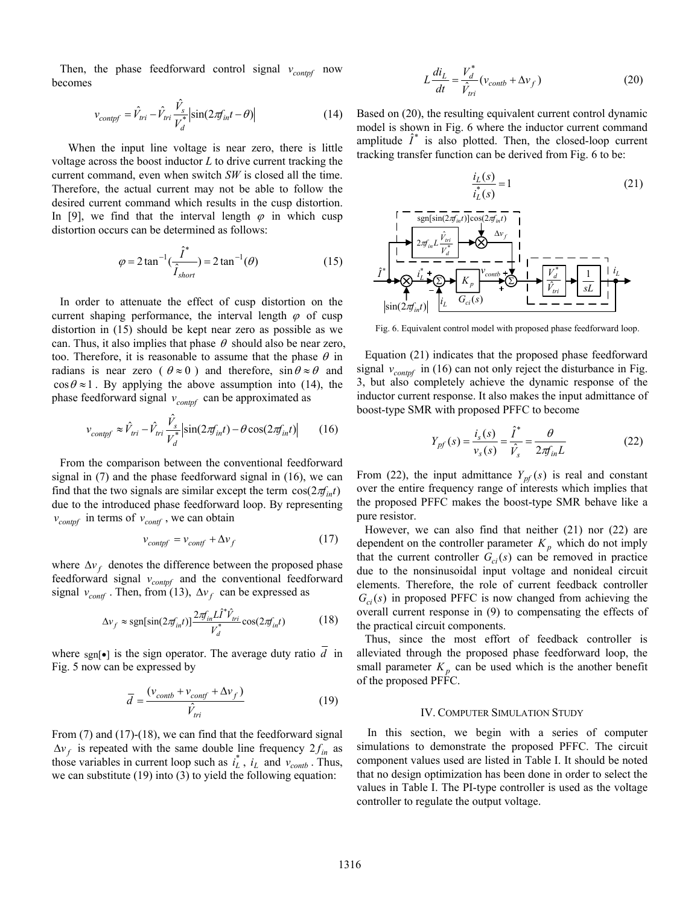Then, the phase feedforward control signal $v_{contpf}$ now becomes

$$v_{contpf} = \hat{V}_{tri} - \hat{V}_{tri}\frac{\hat{V}_s}{V_d^*}\left|\sin(2\pi f_{in}t - \theta)\right| \tag{14}$$

When the input line voltage is near zero, there is little voltage across the boost inductor $L$ to drive current tracking the current command, even when switch $SW$ is closed all the time. Therefore, the actual current may not be able to follow the desired current command which results in the cusp distortion. In [9], we find that the interval length $\varphi$ in which cusp distortion occurs can be determined as follows:

$$\varphi = 2\tan^{-1}\left(\frac{\hat{I}^*}{\hat{I}_{short}}\right) = 2\tan^{-1}(\theta) \tag{15}$$

In order to attenuate the effect of cusp distortion on the current shaping performance, the interval length $\varphi$ of cusp distortion in (15) should be kept near zero as possible as we can. Thus, it also implies that phase $\theta$ should also be near zero, too. Therefore, it is reasonable to assume that the phase $\theta$ in radians is near zero ( $\theta \approx 0$ ) and therefore, $\sin\theta \approx \theta$ and $\cos\theta \approx 1$. By applying the above assumption into (14), the phase feedforward signal $v_{contpf}$ can be approximated as

$$v_{contpf} \approx \hat{V}_{tri} - \hat{V}_{tri}\frac{\hat{V}_s}{V_d^*}\left|\sin(2\pi f_{in}t) - \theta\cos(2\pi f_{in}t)\right| \tag{16}$$

From the comparison between the conventional feedforward signal in (7) and the phase feedforward signal in (16), we can find that the two signals are similar except the term $\cos(2\pi f_{in}t)$ due to the introduced phase feedforward loop. By representing $v_{contpf}$ in terms of $v_{contf}$, we can obtain

$$v_{contpf} = v_{contf} + \Delta v_f \tag{17}$$

where $\Delta v_f$ denotes the difference between the proposed phase feedforward signal $v_{contpf}$ and the conventional feedforward signal $v_{contf}$. Then, from (13), $\Delta v_f$ can be expressed as

$$\Delta v_f \approx \mathrm{sgn}[\sin(2\pi f_{in}t)]\frac{2\pi f_{in}L\hat{I}^*\hat{V}_{tri}}{V_d^*}\cos(2\pi f_{in}t) \tag{18}$$

where $\mathrm{sgn}[\bullet]$ is the sign operator. The average duty ratio $\overline{d}$ in Fig. 5 now can be expressed by

$$\overline{d} = \frac{(v_{contb} + v_{contf} + \Delta v_f)}{\hat{V}_{tri}} \tag{19}$$

From (7) and (17)-(18), we can find that the feedforward signal $\Delta v_f$ is repeated with the same double line frequency $2f_{in}$ as those variables in current loop such as $i_L^*$, $i_L$ and $v_{contb}$. Thus, we can substitute (19) into (3) to yield the following equation:

$$L\frac{di_L}{dt} = \frac{V_d^*}{\hat{V}_{tri}}(v_{contb} + \Delta v_f) \tag{20}$$

Based on (20), the resulting equivalent current control dynamic model is shown in Fig. 6 where the inductor current command amplitude $\hat{I}^*$ is also plotted. Then, the closed-loop current tracking transfer function can be derived from Fig. 6 to be:

$$\frac{i_L(s)}{i_L^*(s)} = 1 \tag{21}$$

Fig. 6. Equivalent control model with proposed phase feedforward loop.

Equation (21) indicates that the proposed phase feedforward signal $v_{contpf}$ in (16) can not only reject the disturbance in Fig. 3, but also completely achieve the dynamic response of the inductor current response. It also makes the input admittance of boost-type SMR with proposed PFFC to become

$$Y_{pf}(s) = \frac{i_s(s)}{v_s(s)} = \frac{\hat{I}^*}{\hat{V}_s} = \frac{\theta}{2\pi f_{in}L} \tag{22}$$

From (22), the input admittance $Y_{pf}(s)$ is real and constant over the entire frequency range of interests which implies that the proposed PFFC makes the boost-type SMR behave like a pure resistor.

However, we can also find that neither (21) nor (22) are dependent on the controller parameter $K_p$ which do not imply that the current controller $G_{ci}(s)$ can be removed in practice due to the nonsinusoidal input voltage and nonideal circuit elements. Therefore, the role of current feedback controller $G_{ci}(s)$ in proposed PFFC is now changed from achieving the overall current response in (9) to compensating the effects of the practical circuit components.

Thus, since the most effort of feedback controller is alleviated through the proposed phase feedforward loop, the small parameter $K_p$ can be used which is the another benefit of the proposed PFFC.

## IV. Computer Simulation Study

In this section, we begin with a series of computer simulations to demonstrate the proposed PFFC. The circuit component values used are listed in Table I. It should be noted that no design optimization has been done in order to select the values in Table I. The PI-type controller is used as the voltage controller to regulate the output voltage.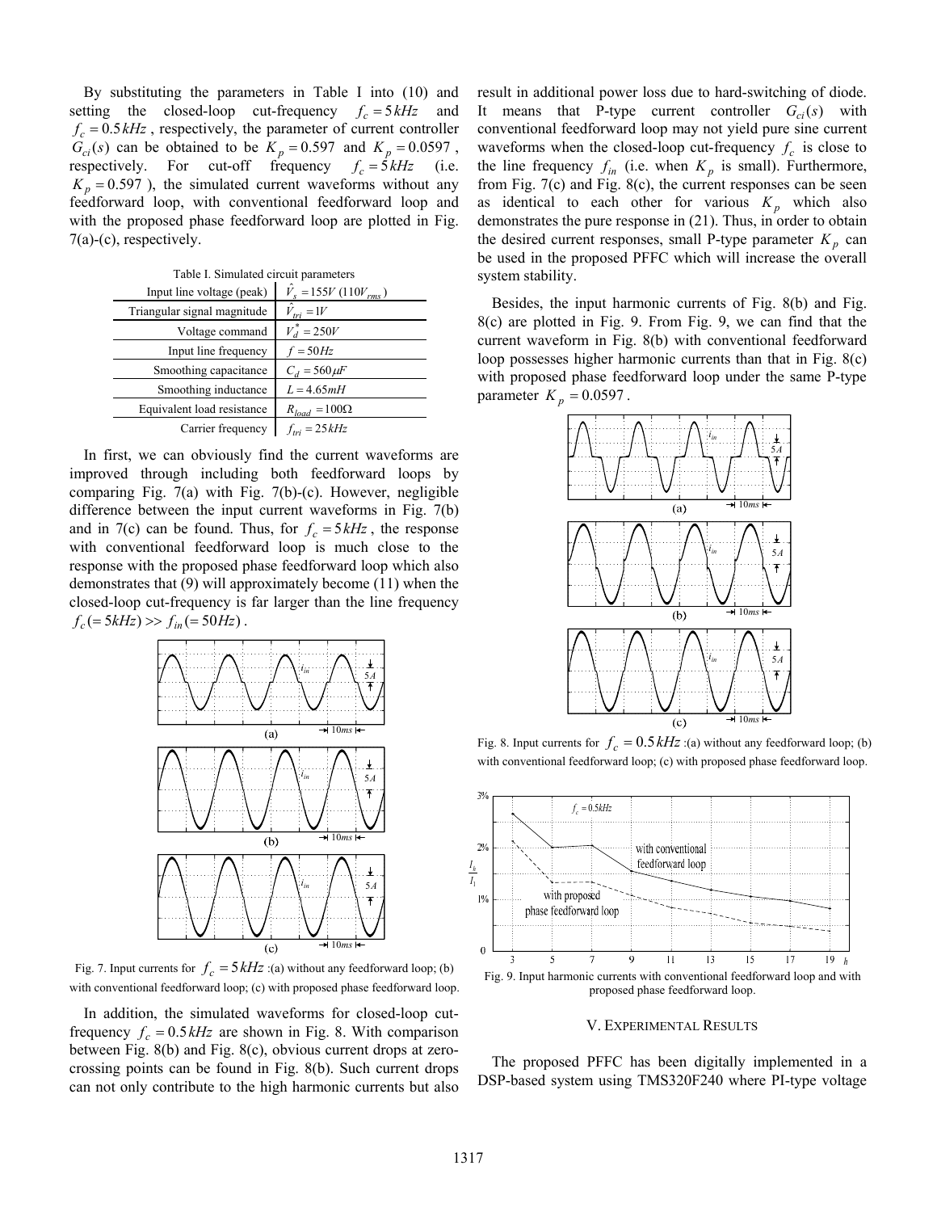By substituting the parameters in Table I into (10) and setting the closed-loop cut-frequency $f_c = 5\,kHz$ and $f_c = 0.5\,kHz$ , respectively, the parameter of current controller $G_{ci}(s)$ can be obtained to be $K_p = 0.597$ and $K_p = 0.0597$ , respectively. For cut-off frequency $f_c = 5\,kHz$ (i.e. $K_p = 0.597$ ), the simulated current waveforms without any feedforward loop, with conventional feedforward loop and with the proposed phase feedforward loop are plotted in Fig. 7(a)-(c), respectively.

Table I. Simulated circuit parameters

| Parameter | Value |
|---|---|
| Input line voltage (peak) | $\hat{V}_s = 155V$ ($110V_{rms}$) |
| Triangular signal magnitude | $\hat{V}_{tri} = 1V$ |
| Voltage command | $V_d^* = 250V$ |
| Input line frequency | $f = 50Hz$ |
| Smoothing capacitance | $C_d = 560\mu F$ |
| Smoothing inductance | $L = 4.65mH$ |
| Equivalent load resistance | $R_{load} = 100\Omega$ |
| Carrier frequency | $f_{tri} = 25kHz$ |

In first, we can obviously find the current waveforms are improved through including both feedforward loops by comparing Fig. 7(a) with Fig. 7(b)-(c). However, negligible difference between the input current waveforms in Fig. 7(b) and in 7(c) can be found. Thus, for $f_c = 5\,kHz$ , the response with conventional feedforward loop is much close to the response with the proposed phase feedforward loop which also demonstrates that (9) will approximately become (11) when the closed-loop cut-frequency is far larger than the line frequency $f_c (= 5kHz) >> f_{in} (= 50Hz)$ .

Fig. 7. Input currents for $f_c = 5\,kHz$ :(a) without any feedforward loop; (b) with conventional feedforward loop; (c) with proposed phase feedforward loop.

In addition, the simulated waveforms for closed-loop cut-frequency $f_c = 0.5\,kHz$ are shown in Fig. 8. With comparison between Fig. 8(b) and Fig. 8(c), obvious current drops at zero-crossing points can be found in Fig. 8(b). Such current drops can not only contribute to the high harmonic currents but also result in additional power loss due to hard-switching of diode. It means that P-type current controller $G_{ci}(s)$ with conventional feedforward loop may not yield pure sine current waveforms when the closed-loop cut-frequency $f_c$ is close to the line frequency $f_{in}$ (i.e. when $K_p$ is small). Furthermore, from Fig. 7(c) and Fig. 8(c), the current responses can be seen as identical to each other for various $K_p$ which also demonstrates the pure response in (21). Thus, in order to obtain the desired current responses, small P-type parameter $K_p$ can be used in the proposed PFFC which will increase the overall system stability.

Besides, the input harmonic currents of Fig. 8(b) and Fig. 8(c) are plotted in Fig. 9. From Fig. 9, we can find that the current waveform in Fig. 8(b) with conventional feedforward loop possesses higher harmonic currents than that in Fig. 8(c) with proposed phase feedforward loop under the same P-type parameter $K_p = 0.0597$ .

Fig. 8. Input currents for $f_c = 0.5\,kHz$ :(a) without any feedforward loop; (b) with conventional feedforward loop; (c) with proposed phase feedforward loop.

Fig. 9. Input harmonic currents with conventional feedforward loop and with proposed phase feedforward loop.

## V. Experimental Results

The proposed PFFC has been digitally implemented in a DSP-based system using TMS320F240 where PI-type voltage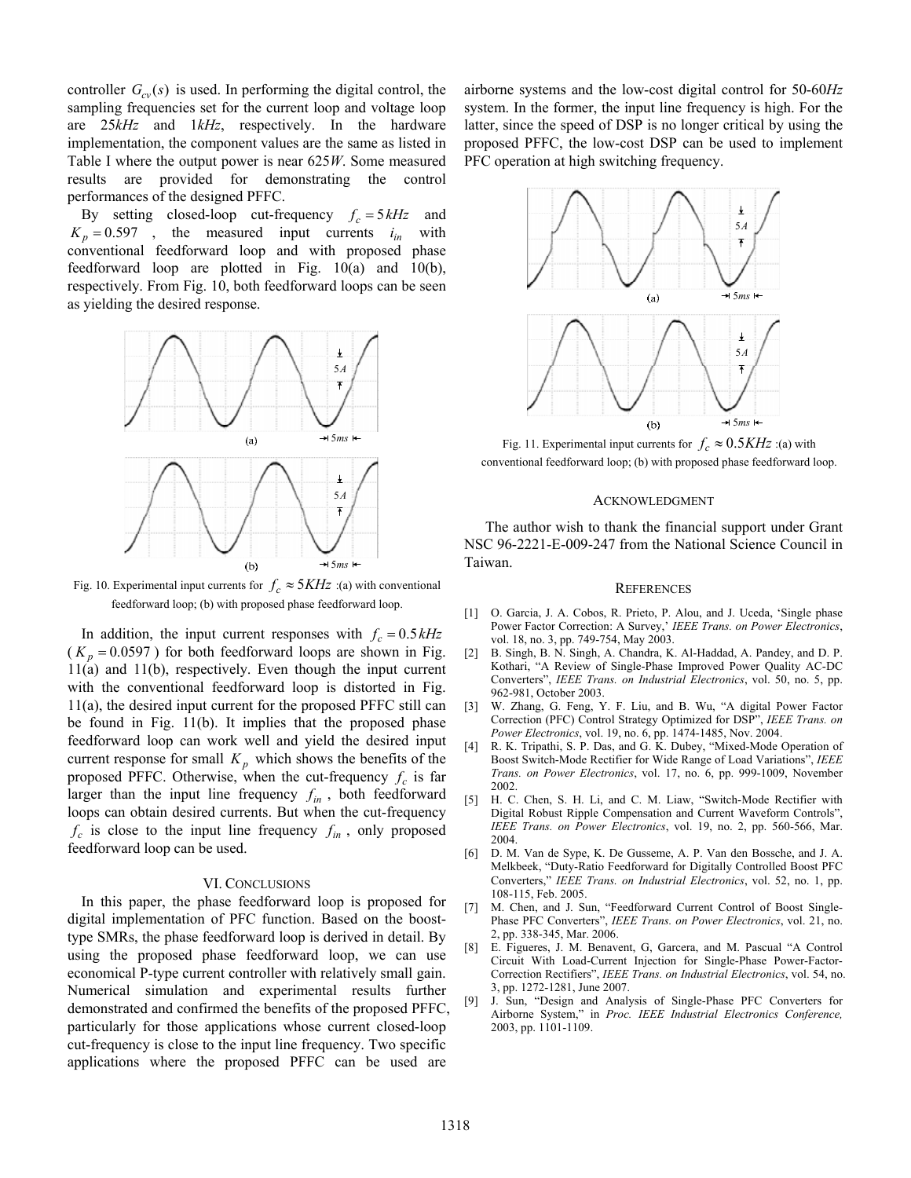controller $G_{cv}(s)$ is used. In performing the digital control, the sampling frequencies set for the current loop and voltage loop are 25$kHz$ and 1$kHz$, respectively. In the hardware implementation, the component values are the same as listed in Table I where the output power is near 625$W$. Some measured results are provided for demonstrating the control performances of the designed PFFC.

By setting closed-loop cut-frequency $f_c = 5kHz$ and $K_p = 0.597$, the measured input currents $i_{in}$ with conventional feedforward loop and with proposed phase feedforward loop are plotted in Fig. 10(a) and 10(b), respectively. From Fig. 10, both feedforward loops can be seen as yielding the desired response.

5A
5ms
(a)
5A
5ms
(b)

Fig. 10. Experimental input currents for $f_c \approx 5KHz$ :(a) with conventional feedforward loop; (b) with proposed phase feedforward loop.

In addition, the input current responses with $f_c = 0.5kHz$ ($K_p = 0.0597$) for both feedforward loops are shown in Fig. 11(a) and 11(b), respectively. Even though the input current with the conventional feedforward loop is distorted in Fig. 11(a), the desired input current for the proposed PFFC still can be found in Fig. 11(b). It implies that the proposed phase feedforward loop can work well and yield the desired input current response for small $K_p$ which shows the benefits of the proposed PFFC. Otherwise, when the cut-frequency $f_c$ is far larger than the input line frequency $f_{in}$, both feedforward loops can obtain desired currents. But when the cut-frequency $f_c$ is close to the input line frequency $f_{in}$, only proposed feedforward loop can be used.

## VI. Conclusions

In this paper, the phase feedforward loop is proposed for digital implementation of PFC function. Based on the boost-type SMRs, the phase feedforward loop is derived in detail. By using the proposed phase feedforward loop, we can use economical P-type current controller with relatively small gain. Numerical simulation and experimental results further demonstrated and confirmed the benefits of the proposed PFFC, particularly for those applications whose current closed-loop cut-frequency is close to the input line frequency. Two specific applications where the proposed PFFC can be used are airborne systems and the low-cost digital control for 50-60$Hz$ system. In the former, the input line frequency is high. For the latter, since the speed of DSP is no longer critical by using the proposed PFFC, the low-cost DSP can be used to implement PFC operation at high switching frequency.

5A
5ms
(a)
5A
5ms
(b)

Fig. 11. Experimental input currents for $f_c \approx 0.5KHz$ :(a) with conventional feedforward loop; (b) with proposed phase feedforward loop.

## Acknowledgment

The author wish to thank the financial support under Grant NSC 96-2221-E-009-247 from the National Science Council in Taiwan.

## References

[1] O. Garcia, J. A. Cobos, R. Prieto, P. Alou, and J. Uceda, 'Single phase Power Factor Correction: A Survey,' *IEEE Trans. on Power Electronics*, vol. 18, no. 3, pp. 749-754, May 2003.

[2] B. Singh, B. N. Singh, A. Chandra, K. Al-Haddad, A. Pandey, and D. P. Kothari, "A Review of Single-Phase Improved Power Quality AC-DC Converters", *IEEE Trans. on Industrial Electronics*, vol. 50, no. 5, pp. 962-981, October 2003.

[3] W. Zhang, G. Feng, Y. F. Liu, and B. Wu, "A digital Power Factor Correction (PFC) Control Strategy Optimized for DSP", *IEEE Trans. on Power Electronics*, vol. 19, no. 6, pp. 1474-1485, Nov. 2004.

[4] R. K. Tripathi, S. P. Das, and G. K. Dubey, "Mixed-Mode Operation of Boost Switch-Mode Rectifier for Wide Range of Load Variations", *IEEE Trans. on Power Electronics*, vol. 17, no. 6, pp. 999-1009, November 2002.

[5] H. C. Chen, S. H. Li, and C. M. Liaw, "Switch-Mode Rectifier with Digital Robust Ripple Compensation and Current Waveform Controls", *IEEE Trans. on Power Electronics*, vol. 19, no. 2, pp. 560-566, Mar. 2004.

[6] D. M. Van de Sype, K. De Gusseme, A. P. Van den Bossche, and J. A. Melkbeek, "Duty-Ratio Feedforward for Digitally Controlled Boost PFC Converters," *IEEE Trans. on Industrial Electronics*, vol. 52, no. 1, pp. 108-115, Feb. 2005.

[7] M. Chen, and J. Sun, "Feedforward Current Control of Boost Single-Phase PFC Converters", *IEEE Trans. on Power Electronics*, vol. 21, no. 2, pp. 338-345, Mar. 2006.

[8] E. Figueres, J. M. Benavent, G, Garcera, and M. Pascual "A Control Circuit With Load-Current Injection for Single-Phase Power-Factor-Correction Rectifiers", *IEEE Trans. on Industrial Electronics*, vol. 54, no. 3, pp. 1272-1281, June 2007.

[9] J. Sun, "Design and Analysis of Single-Phase PFC Converters for Airborne System," in *Proc. IEEE Industrial Electronics Conference,* 2003, pp. 1101-1109.